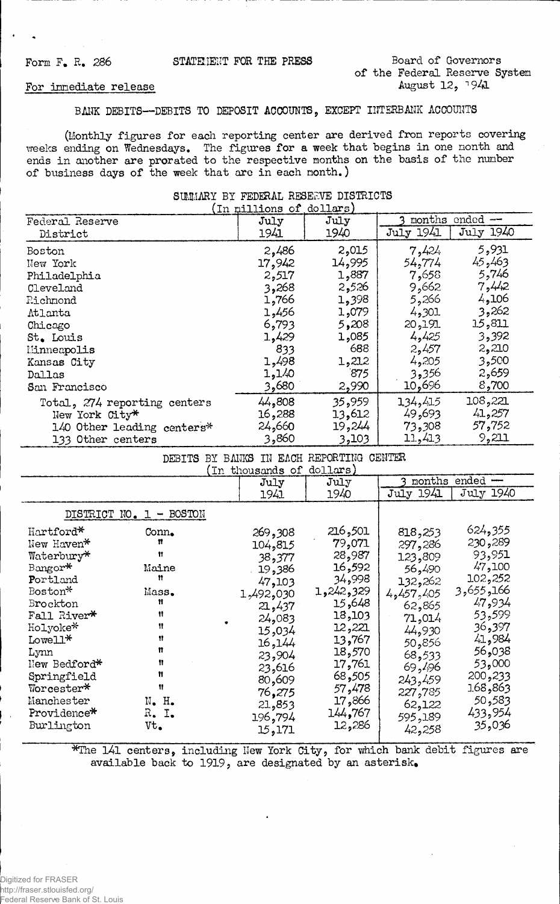Form F. R. 286 STATEMENT FOR THE PRESS Board of Governors of the Federal Reserve System

For immediate release August 12, 1941

## BANK DEBITS--DEBITS TO DEPOSIT ACCOUNTS, EXCEPT INTERBANK ACCOUNTS

(Monthly figures for each reporting center are derived from reports covering weeks ending on Wednesdays. The figures for a week that begins in one month and ends in another are prorated to the respective months on the basis of the number of business days of the week that are in each month.)

### SUMMARY BY FEDERAL RESERVE DISTRICTS
(In millions of dollars)

| Federal Reserve District | July 1941 | July 1940 | 3 months ended -- July 1941 | 3 months ended -- July 1940 |
|---|---|---|---|---|
| Boston | 2,486 | 2,015 | 7,424 | 5,931 |
| New York | 17,942 | 14,995 | 54,774 | 45,463 |
| Philadelphia | 2,517 | 1,887 | 7,658 | 5,746 |
| Cleveland | 3,268 | 2,526 | 9,662 | 7,442 |
| Richmond | 1,766 | 1,398 | 5,266 | 4,106 |
| Atlanta | 1,456 | 1,079 | 4,301 | 3,262 |
| Chicago | 6,793 | 5,208 | 20,191 | 15,811 |
| St. Louis | 1,429 | 1,085 | 4,425 | 3,392 |
| Minneapolis | 833 | 688 | 2,457 | 2,210 |
| Kansas City | 1,498 | 1,212 | 4,205 | 3,500 |
| Dallas | 1,140 | 875 | 3,356 | 2,659 |
| San Francisco | 3,680 | 2,990 | 10,696 | 8,700 |
| Total, 274 reporting centers | 44,808 | 35,959 | 134,415 | 108,221 |
| New York City* | 16,288 | 13,612 | 49,693 | 41,257 |
| 140 Other leading centers* | 24,660 | 19,244 | 73,308 | 57,752 |
| 133 Other centers | 3,860 | 3,103 | 11,413 | 9,211 |

### DEBITS BY BANKS IN EACH REPORTING CENTER
(In thousands of dollars)

| | | July 1941 | July 1940 | 3 months ended -- July 1941 | 3 months ended -- July 1940 |
|---|---|---|---|---|---|
| **DISTRICT NO. 1 - BOSTON** | | | | | |
| Hartford* | Conn. | 269,308 | 216,501 | 818,253 | 624,355 |
| New Haven* | " | 104,815 | 79,071 | 297,286 | 230,289 |
| Waterbury* | " | 38,377 | 28,987 | 123,809 | 93,951 |
| Bangor* | Maine | 19,386 | 16,592 | 56,490 | 47,100 |
| Portland | " | 47,103 | 34,998 | 132,262 | 102,252 |
| Boston* | Mass. | 1,492,030 | 1,242,329 | 4,457,405 | 3,655,166 |
| Brockton | " | 21,437 | 15,648 | 62,865 | 47,934 |
| Fall River* | " | 24,083 | 18,103 | 71,014 | 53,599 |
| Holyoke* | " | 15,034 | 12,221 | 44,930 | 36,397 |
| Lowell* | " | 16,144 | 13,767 | 50,856 | 41,984 |
| Lynn | " | 23,904 | 18,570 | 68,533 | 56,038 |
| New Bedford* | " | 23,616 | 17,761 | 69,496 | 53,000 |
| Springfield | " | 80,609 | 68,505 | 243,459 | 200,233 |
| Worcester* | " | 76,275 | 57,478 | 227,785 | 168,863 |
| Manchester | N. H. | 21,853 | 17,866 | 62,122 | 50,583 |
| Providence* | R. I. | 196,794 | 144,767 | 595,189 | 433,954 |
| Burlington | Vt. | 15,171 | 12,286 | 42,258 | 35,036 |

*The 141 centers, including New York City, for which bank debit figures are available back to 1919, are designated by an asterisk.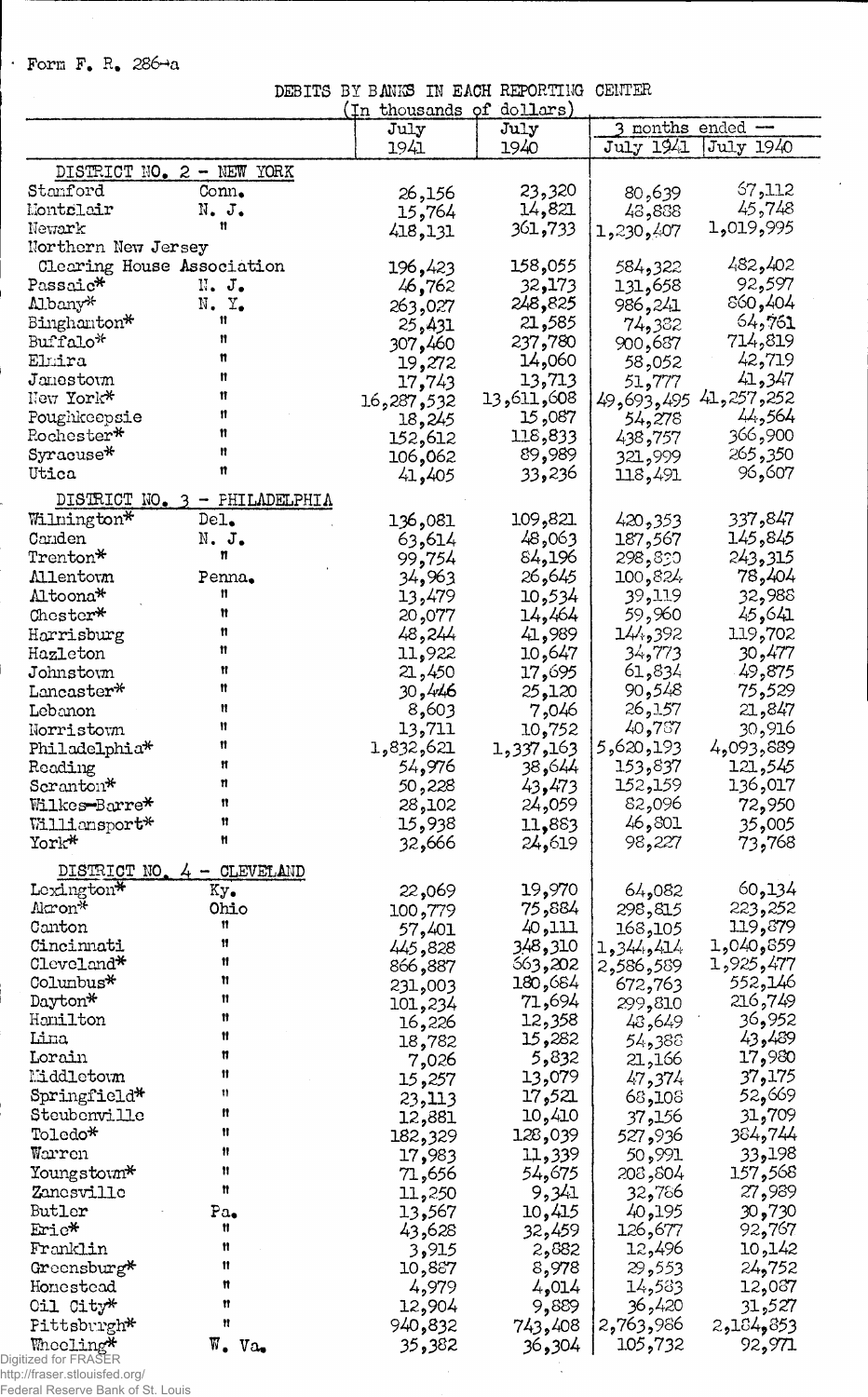Form F. R. 286-a

DEBITS BY BANKS IN EACH REPORTING CENTER

(In thousands of dollars)

| | | July 1941 | July 1940 | 3 months ended — July 1941 | July 1940 |
|---|---|---|---|---|---|
| DISTRICT NO. 2 - NEW YORK | | | | | |
| Stamford | Conn. | 26,156 | 23,320 | 80,639 | 67,112 |
| Montclair | N. J. | 15,764 | 14,821 | 48,888 | 45,748 |
| Newark | " | 418,131 | 361,733 | 1,230,407 | 1,019,995 |
| Northern New Jersey Clearing House Association | | 196,423 | 158,055 | 584,322 | 482,402 |
| Passaic* | N. J. | 46,762 | 32,173 | 131,658 | 92,597 |
| Albany* | N. Y. | 263,027 | 248,825 | 986,241 | 860,404 |
| Binghamton* | " | 25,431 | 21,585 | 74,382 | 64,761 |
| Buffalo* | " | 307,460 | 237,780 | 900,687 | 714,819 |
| Elmira | " | 19,272 | 14,060 | 58,052 | 42,719 |
| Jamestown | " | 17,743 | 13,713 | 51,777 | 41,347 |
| New York* | " | 16,287,532 | 13,611,608 | 49,693,495 | 41,257,252 |
| Poughkeepsie | " | 18,245 | 15,087 | 54,278 | 44,564 |
| Rochester* | " | 152,612 | 118,833 | 438,757 | 366,900 |
| Syracuse* | " | 106,062 | 89,989 | 321,999 | 265,350 |
| Utica | " | 41,405 | 33,236 | 118,491 | 96,607 |
| DISTRICT NO. 3 - PHILADELPHIA | | | | | |
| Wilmington* | Del. | 136,081 | 109,821 | 420,353 | 337,847 |
| Camden | N. J. | 63,614 | 48,063 | 187,567 | 145,845 |
| Trenton* | " | 99,754 | 84,196 | 298,830 | 243,315 |
| Allentown | Penna. | 34,963 | 26,645 | 100,824 | 78,404 |
| Altoona* | " | 13,479 | 10,534 | 39,119 | 32,988 |
| Chester* | " | 20,077 | 14,464 | 59,960 | 45,641 |
| Harrisburg | " | 48,244 | 41,989 | 144,392 | 119,702 |
| Hazleton | " | 11,922 | 10,647 | 34,773 | 30,477 |
| Johnstown | " | 21,450 | 17,695 | 61,834 | 49,875 |
| Lancaster* | " | 30,446 | 25,120 | 90,548 | 75,529 |
| Lebanon | " | 8,603 | 7,046 | 26,157 | 21,847 |
| Norristown | " | 13,711 | 10,752 | 40,787 | 30,916 |
| Philadelphia* | " | 1,832,621 | 1,337,163 | 5,620,193 | 4,093,889 |
| Reading | " | 54,976 | 38,644 | 153,837 | 121,545 |
| Scranton* | " | 50,228 | 43,473 | 152,159 | 136,017 |
| Wilkes-Barre* | " | 28,102 | 24,059 | 82,096 | 72,950 |
| Williamsport* | " | 15,938 | 11,883 | 46,801 | 35,005 |
| York* | " | 32,666 | 24,619 | 98,227 | 73,768 |
| DISTRICT NO. 4 - CLEVELAND | | | | | |
| Lexington* | Ky. | 22,069 | 19,970 | 64,082 | 60,134 |
| Akron* | Ohio | 100,779 | 75,884 | 298,815 | 223,252 |
| Canton | " | 57,401 | 40,111 | 168,105 | 119,879 |
| Cincinnati | " | 445,828 | 348,310 | 1,344,414 | 1,040,859 |
| Cleveland* | " | 866,887 | 663,202 | 2,586,589 | 1,925,477 |
| Columbus* | " | 231,003 | 180,684 | 672,763 | 552,146 |
| Dayton* | " | 101,234 | 71,694 | 299,810 | 216,749 |
| Hamilton | " | 16,226 | 12,358 | 48,649 | 36,952 |
| Lima | " | 18,782 | 15,282 | 54,388 | 43,489 |
| Lorain | " | 7,026 | 5,832 | 21,166 | 17,980 |
| Middletown | " | 15,257 | 13,079 | 47,374 | 37,175 |
| Springfield* | " | 23,113 | 17,521 | 68,108 | 52,669 |
| Steubenville | " | 12,881 | 10,410 | 37,156 | 31,709 |
| Toledo* | " | 182,329 | 128,039 | 527,936 | 384,744 |
| Warren | " | 17,983 | 11,339 | 50,991 | 33,198 |
| Youngstown* | " | 71,656 | 54,675 | 208,804 | 157,568 |
| Zanesville | " | 11,250 | 9,341 | 32,786 | 27,989 |
| Butler | Pa. | 13,567 | 10,415 | 40,195 | 30,730 |
| Erie* | " | 43,628 | 32,459 | 126,677 | 92,767 |
| Franklin | " | 3,915 | 2,882 | 12,496 | 10,142 |
| Greensburg* | " | 10,887 | 8,978 | 29,553 | 24,752 |
| Homestead | " | 4,979 | 4,014 | 14,583 | 12,087 |
| Oil City* | " | 12,904 | 9,889 | 36,420 | 31,527 |
| Pittsburgh* | " | 940,832 | 743,408 | 2,763,986 | 2,184,853 |
| Wheeling* | W. Va. | 35,382 | 36,304 | 105,732 | 92,971 |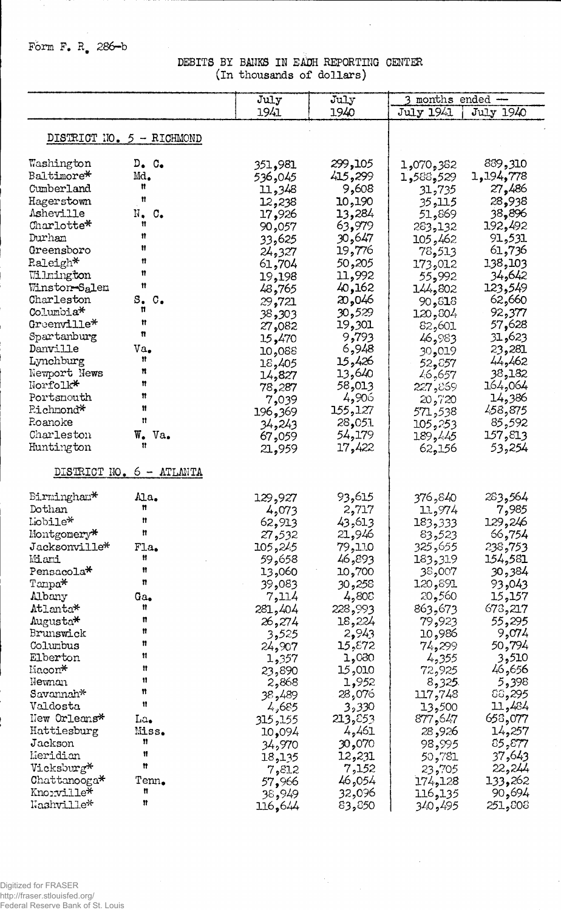Form F. R. 286-b

# DEBITS BY BANKS IN EACH REPORTING CENTER
(In thousands of dollars)

| | | July 1941 | July 1940 | 3 months ended — July 1941 | July 1940 |
|---|---|---|---|---|---|
| **DISTRICT NO. 5 - RICHMOND** | | | | | |
| Washington | D. C. | 351,981 | 299,105 | 1,070,382 | 889,310 |
| Baltimore* | Md. | 536,045 | 415,299 | 1,588,529 | 1,194,778 |
| Cumberland | " | 11,348 | 9,608 | 31,735 | 27,486 |
| Hagerstown | " | 12,238 | 10,190 | 35,115 | 28,938 |
| Asheville | N. C. | 17,926 | 13,284 | 51,869 | 38,896 |
| Charlotte* | " | 90,057 | 63,979 | 283,132 | 192,492 |
| Durham | " | 33,625 | 30,647 | 105,462 | 91,531 |
| Greensboro | " | 24,327 | 19,776 | 78,513 | 61,736 |
| Raleigh* | " | 61,704 | 50,205 | 173,012 | 138,103 |
| Wilmington | " | 19,198 | 11,992 | 55,992 | 34,642 |
| Winston-Salem | " | 48,765 | 40,162 | 144,802 | 123,549 |
| Charleston | S. C. | 29,721 | 20,046 | 90,818 | 62,660 |
| Columbia* | " | 38,303 | 30,529 | 120,804 | 92,377 |
| Greenville* | " | 27,082 | 19,301 | 82,601 | 57,628 |
| Spartanburg | " | 15,470 | 9,793 | 46,983 | 31,623 |
| Danville | Va. | 10,088 | 6,948 | 30,019 | 23,281 |
| Lynchburg | " | 18,405 | 15,426 | 52,857 | 44,462 |
| Newport News | " | 14,827 | 13,640 | 46,657 | 38,182 |
| Norfolk* | " | 78,287 | 58,013 | 227,869 | 164,064 |
| Portsmouth | " | 7,039 | 4,906 | 20,720 | 14,386 |
| Richmond* | " | 196,369 | 155,127 | 571,538 | 458,875 |
| Roanoke | " | 34,243 | 28,051 | 105,253 | 85,592 |
| Charleston | W. Va. | 67,059 | 54,179 | 189,445 | 157,813 |
| Huntington | " | 21,959 | 17,422 | 62,156 | 53,254 |
| **DISTRICT NO. 6 - ATLANTA** | | | | | |
| Birmingham* | Ala. | 129,927 | 93,615 | 376,840 | 283,564 |
| Dothan | " | 4,073 | 2,717 | 11,974 | 7,985 |
| Mobile* | " | 62,913 | 43,613 | 183,333 | 129,246 |
| Montgomery* | " | 27,532 | 21,946 | 83,523 | 66,754 |
| Jacksonville* | Fla. | 105,245 | 79,110 | 325,655 | 238,753 |
| Miami | " | 59,658 | 46,893 | 183,319 | 154,581 |
| Pensacola* | " | 13,060 | 10,700 | 38,007 | 30,384 |
| Tampa* | " | 39,083 | 30,258 | 120,891 | 93,043 |
| Albany | Ga. | 7,114 | 4,808 | 20,560 | 15,157 |
| Atlanta* | " | 281,404 | 228,993 | 863,673 | 678,217 |
| Augusta* | " | 26,274 | 18,224 | 79,923 | 55,295 |
| Brunswick | " | 3,525 | 2,943 | 10,986 | 9,074 |
| Columbus | " | 24,907 | 15,872 | 74,299 | 50,794 |
| Elberton | " | 1,357 | 1,080 | 4,355 | 3,510 |
| Macon* | " | 23,890 | 15,010 | 72,925 | 46,656 |
| Newnan | " | 2,868 | 1,952 | 8,325 | 5,398 |
| Savannah* | " | 38,489 | 28,076 | 117,748 | 88,295 |
| Valdosta | " | 4,685 | 3,330 | 13,500 | 11,484 |
| New Orleans* | La. | 315,155 | 213,853 | 877,647 | 658,077 |
| Hattiesburg | Miss. | 10,094 | 4,461 | 28,926 | 14,257 |
| Jackson | " | 34,970 | 30,070 | 98,995 | 85,877 |
| Meridian | " | 18,135 | 12,231 | 50,781 | 37,643 |
| Vicksburg* | " | 7,812 | 7,152 | 23,705 | 22,244 |
| Chattanooga* | Tenn. | 57,966 | 46,054 | 174,128 | 133,262 |
| Knoxville* | " | 38,949 | 32,096 | 116,135 | 90,694 |
| Nashville* | " | 116,644 | 83,850 | 340,495 | 251,808 |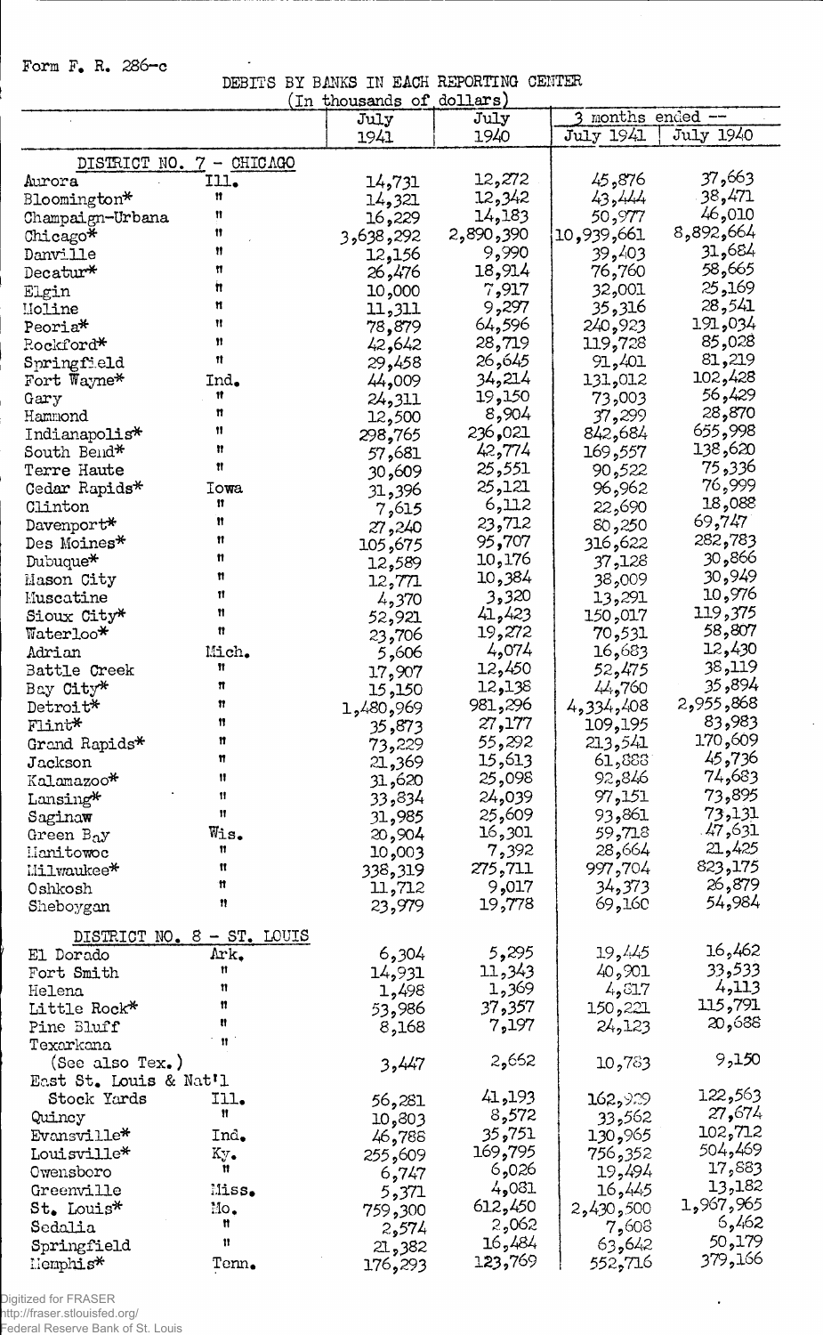Form F. R. 286-c

DEBITS BY BANKS IN EACH REPORTING CENTER

(In thousands of dollars)

| | | July 1941 | July 1940 | 3 months ended -- July 1941 | July 1940 |
|---|---|---|---|---|---|
| **DISTRICT NO. 7 - CHICAGO** | | | | | |
| Aurora | Ill. | 14,731 | 12,272 | 45,876 | 37,663 |
| Bloomington* | " | 14,321 | 12,342 | 43,444 | 38,471 |
| Champaign-Urbana | " | 16,229 | 14,183 | 50,977 | 46,010 |
| Chicago* | " | 3,638,292 | 2,890,390 | 10,939,661 | 8,892,664 |
| Danville | " | 12,156 | 9,990 | 39,403 | 31,684 |
| Decatur* | " | 26,476 | 18,914 | 76,760 | 58,665 |
| Elgin | " | 10,000 | 7,917 | 32,001 | 25,169 |
| Moline | " | 11,311 | 9,297 | 35,316 | 28,541 |
| Peoria* | " | 78,879 | 64,596 | 240,923 | 191,034 |
| Rockford* | " | 42,642 | 28,719 | 119,728 | 85,028 |
| Springfield | " | 29,458 | 26,645 | 91,401 | 81,219 |
| Fort Wayne* | Ind. | 44,009 | 34,214 | 131,012 | 102,428 |
| Gary | " | 24,311 | 19,150 | 73,003 | 56,429 |
| Hammond | " | 12,500 | 8,904 | 37,299 | 28,870 |
| Indianapolis* | " | 298,765 | 236,021 | 842,684 | 655,998 |
| South Bend* | " | 57,681 | 42,774 | 169,557 | 138,620 |
| Terre Haute | " | 30,609 | 25,551 | 90,522 | 75,336 |
| Cedar Rapids* | Iowa | 31,396 | 25,121 | 96,962 | 76,999 |
| Clinton | " | 7,615 | 6,112 | 22,690 | 18,088 |
| Davenport* | " | 27,240 | 23,712 | 80,250 | 69,747 |
| Des Moines* | " | 105,675 | 95,707 | 316,622 | 282,783 |
| Dubuque* | " | 12,589 | 10,176 | 37,128 | 30,866 |
| Mason City | " | 12,771 | 10,384 | 38,009 | 30,949 |
| Muscatine | " | 4,370 | 3,320 | 13,291 | 10,976 |
| Sioux City* | " | 52,921 | 41,423 | 150,017 | 119,375 |
| Waterloo* | " | 23,706 | 19,272 | 70,531 | 58,807 |
| Adrian | Mich. | 5,606 | 4,074 | 16,683 | 12,430 |
| Battle Creek | " | 17,907 | 12,450 | 52,475 | 38,119 |
| Bay City* | " | 15,150 | 12,138 | 44,760 | 35,894 |
| Detroit* | " | 1,480,969 | 981,296 | 4,334,408 | 2,955,868 |
| Flint* | " | 35,873 | 27,177 | 109,195 | 83,983 |
| Grand Rapids* | " | 73,229 | 55,292 | 213,541 | 170,609 |
| Jackson | " | 21,369 | 15,613 | 61,888 | 45,736 |
| Kalamazoo* | " | 31,620 | 25,098 | 92,846 | 74,683 |
| Lansing* | " | 33,834 | 24,039 | 97,151 | 73,895 |
| Saginaw | " | 31,985 | 25,609 | 93,861 | 73,131 |
| Green Bay | Wis. | 20,904 | 16,301 | 59,718 | 47,631 |
| Manitowoc | " | 10,003 | 7,392 | 28,664 | 21,425 |
| Milwaukee* | " | 338,319 | 275,711 | 997,704 | 823,175 |
| Oshkosh | " | 11,712 | 9,017 | 34,373 | 26,879 |
| Sheboygan | " | 23,979 | 19,778 | 69,160 | 54,984 |
| **DISTRICT NO. 8 - ST. LOUIS** | | | | | |
| El Dorado | Ark. | 6,304 | 5,295 | 19,445 | 16,462 |
| Fort Smith | " | 14,931 | 11,343 | 40,901 | 33,533 |
| Helena | " | 1,498 | 1,369 | 4,817 | 4,113 |
| Little Rock* | " | 53,986 | 37,357 | 150,221 | 115,791 |
| Pine Bluff | " | 8,168 | 7,197 | 24,123 | 20,688 |
| Texarkana (See also Tex.) | " | 3,447 | 2,662 | 10,783 | 9,150 |
| East St. Louis & Nat'l Stock Yards | Ill. | 56,281 | 41,193 | 162,929 | 122,563 |
| Quincy | " | 10,803 | 8,572 | 33,562 | 27,674 |
| Evansville* | Ind. | 46,788 | 35,751 | 130,965 | 102,712 |
| Louisville* | Ky. | 255,609 | 169,795 | 756,352 | 504,469 |
| Owensboro | " | 6,747 | 6,026 | 19,494 | 17,883 |
| Greenville | Miss. | 5,371 | 4,081 | 16,445 | 13,182 |
| St. Louis* | Mo. | 759,300 | 612,450 | 2,430,500 | 1,967,965 |
| Sedalia | " | 2,574 | 2,062 | 7,608 | 6,462 |
| Springfield | " | 21,382 | 16,484 | 63,642 | 50,179 |
| Memphis* | Tenn. | 176,293 | 123,769 | 552,716 | 379,166 |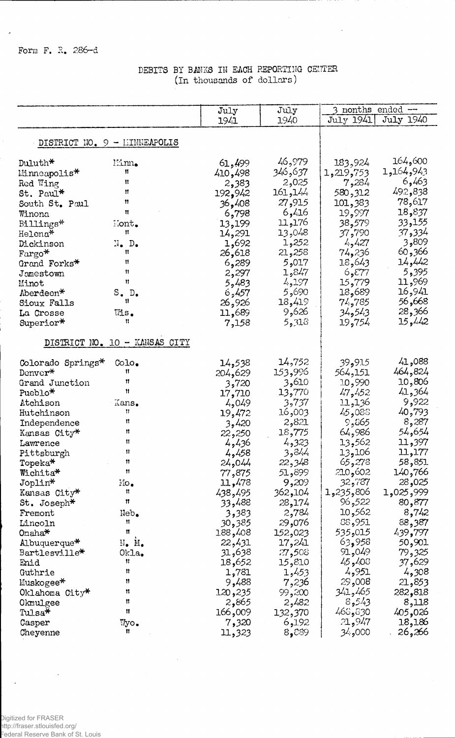Form F. R. 286-d

DEBITS BY BANKS IN EACH REPORTING CENTER
(In thousands of dollars)

| | | July 1941 | July 1940 | 3 months ended -- July 1941 | July 1940 |
|---|---|---|---|---|---|
| DISTRICT NO. 9 - MINNEAPOLIS | | | | | |
| Duluth* | Minn. | 61,499 | 46,979 | 183,924 | 164,600 |
| Minneapolis* | " | 410,498 | 346,637 | 1,219,753 | 1,164,943 |
| Red Wing | " | 2,383 | 2,025 | 7,284 | 6,463 |
| St. Paul* | " | 192,942 | 161,144 | 580,312 | 492,838 |
| South St. Paul | " | 36,408 | 27,915 | 101,383 | 78,617 |
| Winona | " | 6,798 | 6,416 | 19,997 | 18,837 |
| Billings* | Mont. | 13,199 | 11,176 | 38,579 | 33,155 |
| Helena* | " | 14,291 | 13,048 | 37,790 | 37,334 |
| Dickinson | N. D. | 1,692 | 1,252 | 4,427 | 3,809 |
| Fargo* | " | 26,618 | 21,258 | 74,236 | 60,366 |
| Grand Forks* | " | 6,289 | 5,017 | 18,643 | 14,442 |
| Jamestown | " | 2,297 | 1,847 | 6,877 | 5,395 |
| Minot | " | 5,483 | 4,197 | 15,779 | 11,969 |
| Aberdeen* | S. D. | 6,457 | 5,690 | 18,689 | 16,941 |
| Sioux Falls | " | 26,926 | 18,419 | 74,785 | 56,668 |
| La Crosse | Wis. | 11,689 | 9,626 | 34,543 | 28,366 |
| Superior* | " | 7,158 | 5,318 | 19,754 | 15,442 |
| DISTRICT NO. 10 - KANSAS CITY | | | | | |
| Colorado Springs* | Colo. | 14,538 | 14,752 | 39,915 | 41,088 |
| Denver* | " | 204,629 | 153,996 | 564,151 | 464,824 |
| Grand Junction | " | 3,720 | 3,610 | 10,990 | 10,806 |
| Pueblo* | " | 17,710 | 13,770 | 47,452 | 41,364 |
| Atchison | Kans. | 4,049 | 3,737 | 11,136 | 9,922 |
| Hutchinson | " | 19,472 | 16,003 | 45,088 | 40,793 |
| Independence | " | 3,420 | 2,821 | 9,865 | 8,287 |
| Kansas City* | " | 22,250 | 18,775 | 64,986 | 54,654 |
| Lawrence | " | 4,436 | 4,323 | 13,562 | 11,397 |
| Pittsburgh | " | 4,458 | 3,844 | 13,106 | 11,177 |
| Topeka* | " | 24,044 | 22,348 | 65,278 | 58,851 |
| Wichita* | " | 77,875 | 51,899 | 210,602 | 140,766 |
| Joplin* | Mo. | 11,478 | 9,209 | 32,787 | 28,025 |
| Kansas City* | " | 438,495 | 362,104 | 1,235,806 | 1,025,999 |
| St. Joseph* | " | 33,488 | 28,174 | 96,522 | 80,877 |
| Fremont | Neb. | 3,383 | 2,784 | 10,562 | 8,742 |
| Lincoln | " | 30,385 | 29,076 | 88,951 | 88,387 |
| Omaha* | " | 188,408 | 152,023 | 535,015 | 439,797 |
| Albuquerque* | N. M. | 22,431 | 17,241 | 63,958 | 50,901 |
| Bartlesville* | Okla. | 31,638 | 27,508 | 91,049 | 79,325 |
| Enid | " | 18,652 | 15,810 | 45,408 | 37,629 |
| Guthrie | " | 1,781 | 1,453 | 4,951 | 4,308 |
| Muskogee* | " | 9,488 | 7,236 | 29,008 | 21,853 |
| Oklahoma City* | " | 120,235 | 99,200 | 341,465 | 282,818 |
| Okmulgee | " | 2,865 | 2,482 | 8,543 | 8,118 |
| Tulsa* | " | 166,009 | 132,370 | 468,830 | 405,026 |
| Casper | Wyo. | 7,320 | 6,192 | 21,947 | 18,186 |
| Cheyenne | " | 11,323 | 8,889 | 34,000 | 26,266 |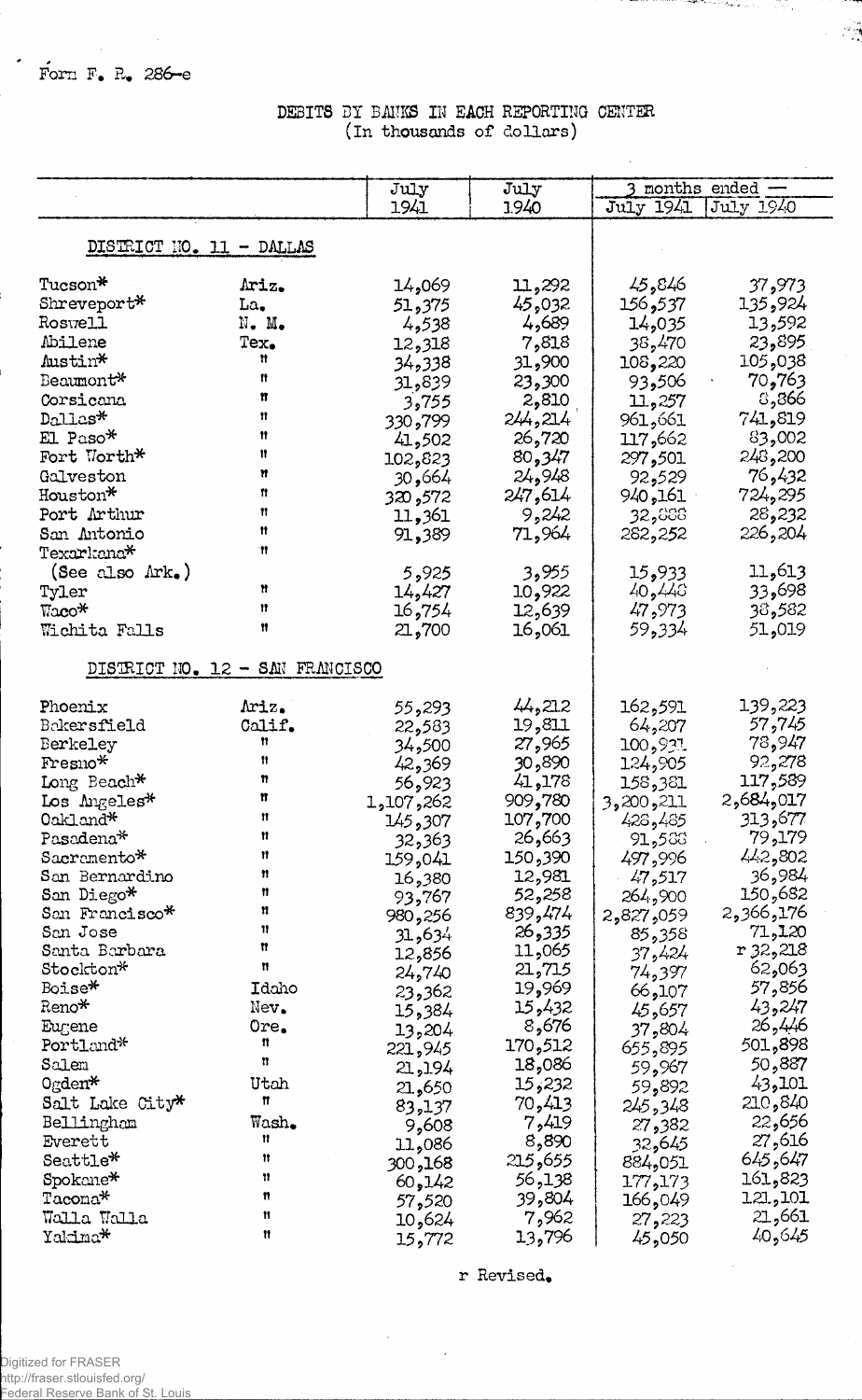Form F. R. 286-e

# DEBITS BY BANKS IN EACH REPORTING CENTER
(In thousands of dollars)

| | | July 1941 | July 1940 | 3 months ended — July 1941 | 3 months ended — July 1940 |
|---|---|---|---|---|---|
| **DISTRICT NO. 11 - DALLAS** | | | | | |
| Tucson* | Ariz. | 14,069 | 11,292 | 45,846 | 37,973 |
| Shreveport* | La. | 51,375 | 45,032 | 156,537 | 135,924 |
| Roswell | N. M. | 4,538 | 4,689 | 14,035 | 13,592 |
| Abilene | Tex. | 12,318 | 7,818 | 38,470 | 23,895 |
| Austin* | " | 34,338 | 31,900 | 108,220 | 105,038 |
| Beaumont* | " | 31,839 | 23,300 | 93,506 | 70,763 |
| Corsicana | " | 3,755 | 2,810 | 11,257 | 8,866 |
| Dallas* | " | 330,799 | 244,214 | 961,661 | 741,819 |
| El Paso* | " | 41,502 | 26,720 | 117,662 | 83,002 |
| Fort Worth* | " | 102,823 | 80,347 | 297,501 | 248,200 |
| Galveston | " | 30,664 | 24,948 | 92,529 | 76,432 |
| Houston* | " | 320,572 | 247,614 | 940,161 | 724,295 |
| Port Arthur | " | 11,361 | 9,242 | 32,888 | 28,232 |
| San Antonio | " | 91,389 | 71,964 | 282,252 | 226,204 |
| Texarkana* (See also Ark.) | " | 5,925 | 3,955 | 15,933 | 11,613 |
| Tyler | " | 14,427 | 10,922 | 40,448 | 33,698 |
| Waco* | " | 16,754 | 12,639 | 47,973 | 38,582 |
| Wichita Falls | " | 21,700 | 16,061 | 59,334 | 51,019 |
| **DISTRICT NO. 12 - SAN FRANCISCO** | | | | | |
| Phoenix | Ariz. | 55,293 | 44,212 | 162,591 | 139,223 |
| Bakersfield | Calif. | 22,583 | 19,811 | 64,207 | 57,745 |
| Berkeley | " | 34,500 | 27,965 | 100,931 | 78,947 |
| Fresno* | " | 42,369 | 30,890 | 124,905 | 92,278 |
| Long Beach* | " | 56,923 | 41,178 | 158,381 | 117,589 |
| Los Angeles* | " | 1,107,262 | 909,780 | 3,200,211 | 2,684,017 |
| Oakland* | " | 145,307 | 107,700 | 428,485 | 313,677 |
| Pasadena* | " | 32,363 | 26,663 | 91,588 | 79,179 |
| Sacramento* | " | 159,041 | 150,390 | 497,996 | 442,802 |
| San Bernardino | " | 16,380 | 12,981 | 47,517 | 36,984 |
| San Diego* | " | 93,767 | 52,258 | 264,900 | 150,682 |
| San Francisco* | " | 980,256 | 839,474 | 2,827,059 | 2,366,176 |
| San Jose | " | 31,634 | 26,335 | 85,358 | 71,120 |
| Santa Barbara | " | 12,856 | 11,065 | 37,424 | r 32,218 |
| Stockton* | " | 24,740 | 21,715 | 74,397 | 62,063 |
| Boise* | Idaho | 23,362 | 19,969 | 66,107 | 57,856 |
| Reno* | Nev. | 15,384 | 15,432 | 45,657 | 43,247 |
| Eugene | Ore. | 13,204 | 8,676 | 37,804 | 26,446 |
| Portland* | " | 221,945 | 170,512 | 655,895 | 501,898 |
| Salem | " | 21,194 | 18,086 | 59,967 | 50,887 |
| Ogden* | Utah | 21,650 | 15,232 | 59,892 | 43,101 |
| Salt Lake City* | " | 83,137 | 70,413 | 245,348 | 210,840 |
| Bellingham | Wash. | 9,608 | 7,419 | 27,382 | 22,656 |
| Everett | " | 11,086 | 8,890 | 32,645 | 27,616 |
| Seattle* | " | 300,168 | 215,655 | 884,051 | 645,647 |
| Spokane* | " | 60,142 | 56,138 | 177,173 | 161,823 |
| Tacoma* | " | 57,520 | 39,804 | 166,049 | 121,101 |
| Walla Walla | " | 10,624 | 7,962 | 27,223 | 21,661 |
| Yakima* | " | 15,772 | 13,796 | 45,050 | 40,645 |

r Revised.